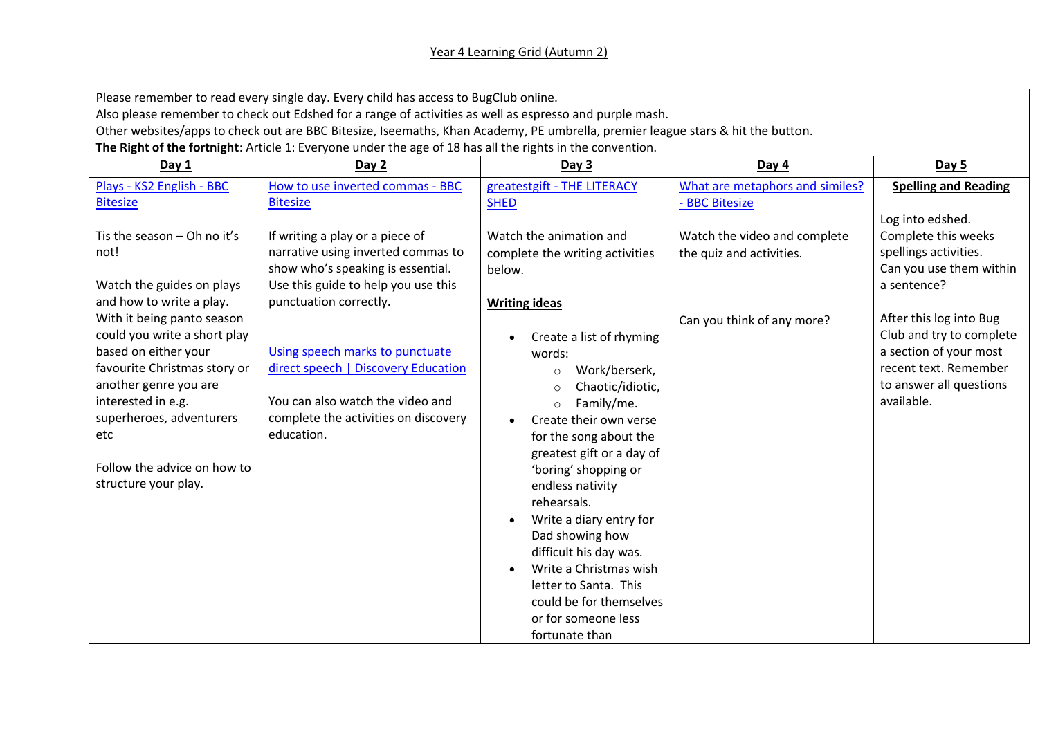# Year 4 Learning Grid (Autumn 2)

Please remember to read every single day. Every child has access to BugClub online.
Also please remember to check out Edshed for a range of activities as well as espresso and purple mash.
Other websites/apps to check out are BBC Bitesize, Iseemaths, Khan Academy, PE umbrella, premier league stars & hit the button.
**The Right of the fortnight**: Article 1: Everyone under the age of 18 has all the rights in the convention.

| Day 1 | Day 2 | Day 3 | Day 4 | Day 5 |
|---|---|---|---|---|
| Plays - KS2 English - BBC Bitesize<br><br>Tis the season – Oh no it's not!<br><br>Watch the guides on plays and how to write a play. With it being panto season could you write a short play based on either your favourite Christmas story or another genre you are interested in e.g. superheroes, adventurers etc<br><br>Follow the advice on how to structure your play. | How to use inverted commas - BBC Bitesize<br><br>If writing a play or a piece of narrative using inverted commas to show who's speaking is essential. Use this guide to help you use this punctuation correctly.<br><br>Using speech marks to punctuate direct speech \| Discovery Education<br><br>You can also watch the video and complete the activities on discovery education. | greatestgift - THE LITERACY SHED<br><br>Watch the animation and complete the writing activities below.<br><br>**Writing ideas**<br><br>• Create a list of rhyming words:<br>&nbsp;&nbsp;○ Work/berserk,<br>&nbsp;&nbsp;○ Chaotic/idiotic,<br>&nbsp;&nbsp;○ Family/me.<br>• Create their own verse for the song about the greatest gift or a day of 'boring' shopping or endless nativity rehearsals.<br>• Write a diary entry for Dad showing how difficult his day was.<br>• Write a Christmas wish letter to Santa. This could be for themselves or for someone less fortunate than | What are metaphors and similes? - BBC Bitesize<br><br>Watch the video and complete the quiz and activities.<br><br>Can you think of any more? | **Spelling and Reading**<br><br>Log into edshed. Complete this weeks spellings activities. Can you use them within a sentence?<br><br>After this log into Bug Club and try to complete a section of your most recent text. Remember to answer all questions available. |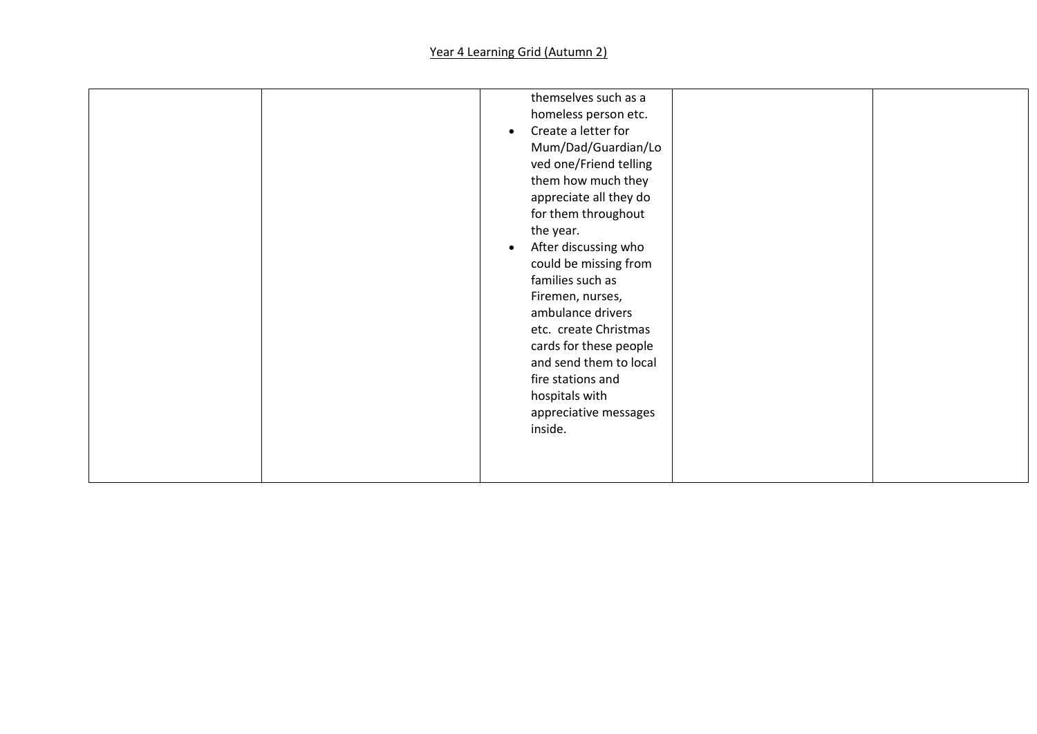Year 4 Learning Grid (Autumn 2)

| | | | | |
|---|---|---|---|---|
| | | themselves such as a homeless person etc.<br>• Create a letter for Mum/Dad/Guardian/Loved one/Friend telling them how much they appreciate all they do for them throughout the year.<br>• After discussing who could be missing from families such as Firemen, nurses, ambulance drivers etc. create Christmas cards for these people and send them to local fire stations and hospitals with appreciative messages inside. | | |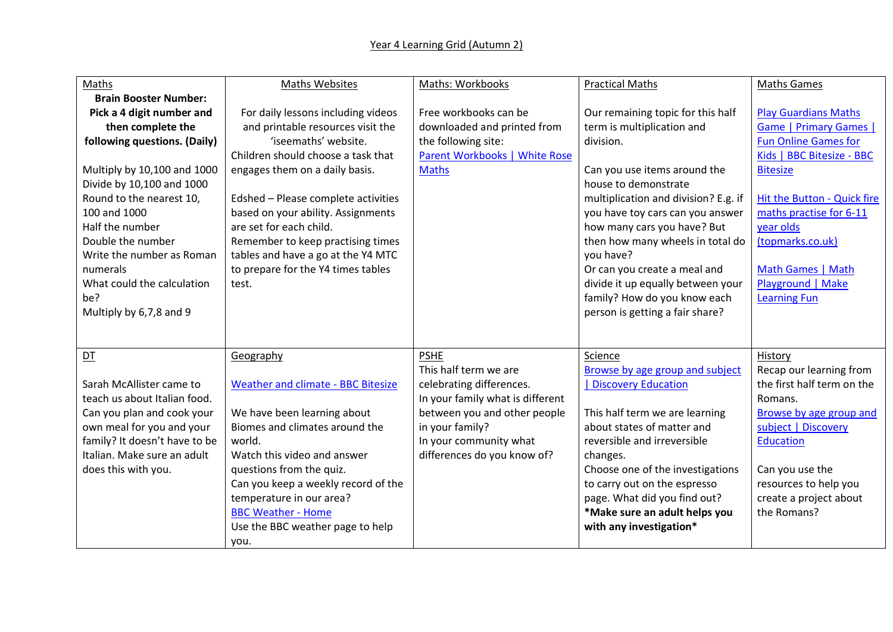# Year 4 Learning Grid (Autumn 2)

| Maths | Maths Websites | Maths: Workbooks | Practical Maths | Maths Games |
|---|---|---|---|---|
| **Brain Booster Number: Pick a 4 digit number and then complete the following questions. (Daily)**<br><br>Multiply by 10,100 and 1000<br>Divide by 10,100 and 1000<br>Round to the nearest 10, 100 and 1000<br>Half the number<br>Double the number<br>Write the number as Roman numerals<br>What could the calculation be?<br>Multiply by 6,7,8 and 9 | For daily lessons including videos and printable resources visit the 'iseemaths' website.<br>Children should choose a task that engages them on a daily basis.<br><br>Edshed – Please complete activities based on your ability. Assignments are set for each child.<br>Remember to keep practising times tables and have a go at the Y4 MTC to prepare for the Y4 times tables test. | Free workbooks can be downloaded and printed from the following site:<br>Parent Workbooks \| White Rose Maths | Our remaining topic for this half term is multiplication and division.<br><br>Can you use items around the house to demonstrate multiplication and division? E.g. if you have toy cars can you answer how many cars you have? But then how many wheels in total do you have?<br>Or can you create a meal and divide it up equally between your family? How do you know each person is getting a fair share? | Play Guardians Maths Game \| Primary Games \| Fun Online Games for Kids \| BBC Bitesize - BBC Bitesize<br><br>Hit the Button - Quick fire maths practise for 6-11 year olds (topmarks.co.uk)<br><br>Math Games \| Math Playground \| Make Learning Fun |
| **DT**<br><br>Sarah McAllister came to teach us about Italian food. Can you plan and cook your own meal for you and your family? It doesn't have to be Italian. Make sure an adult does this with you. | **Geography**<br><br>Weather and climate - BBC Bitesize<br><br>We have been learning about Biomes and climates around the world.<br>Watch this video and answer questions from the quiz.<br>Can you keep a weekly record of the temperature in our area?<br>BBC Weather - Home<br>Use the BBC weather page to help you. | **PSHE**<br>This half term we are celebrating differences.<br>In your family what is different between you and other people in your family?<br>In your community what differences do you know of? | **Science**<br>Browse by age group and subject \| Discovery Education<br><br>This half term we are learning about states of matter and reversible and irreversible changes.<br>Choose one of the investigations to carry out on the espresso page. What did you find out?<br>**\*Make sure an adult helps you with any investigation\*** | **History**<br>Recap our learning from the first half term on the Romans.<br>Browse by age group and subject \| Discovery Education<br><br>Can you use the resources to help you create a project about the Romans? |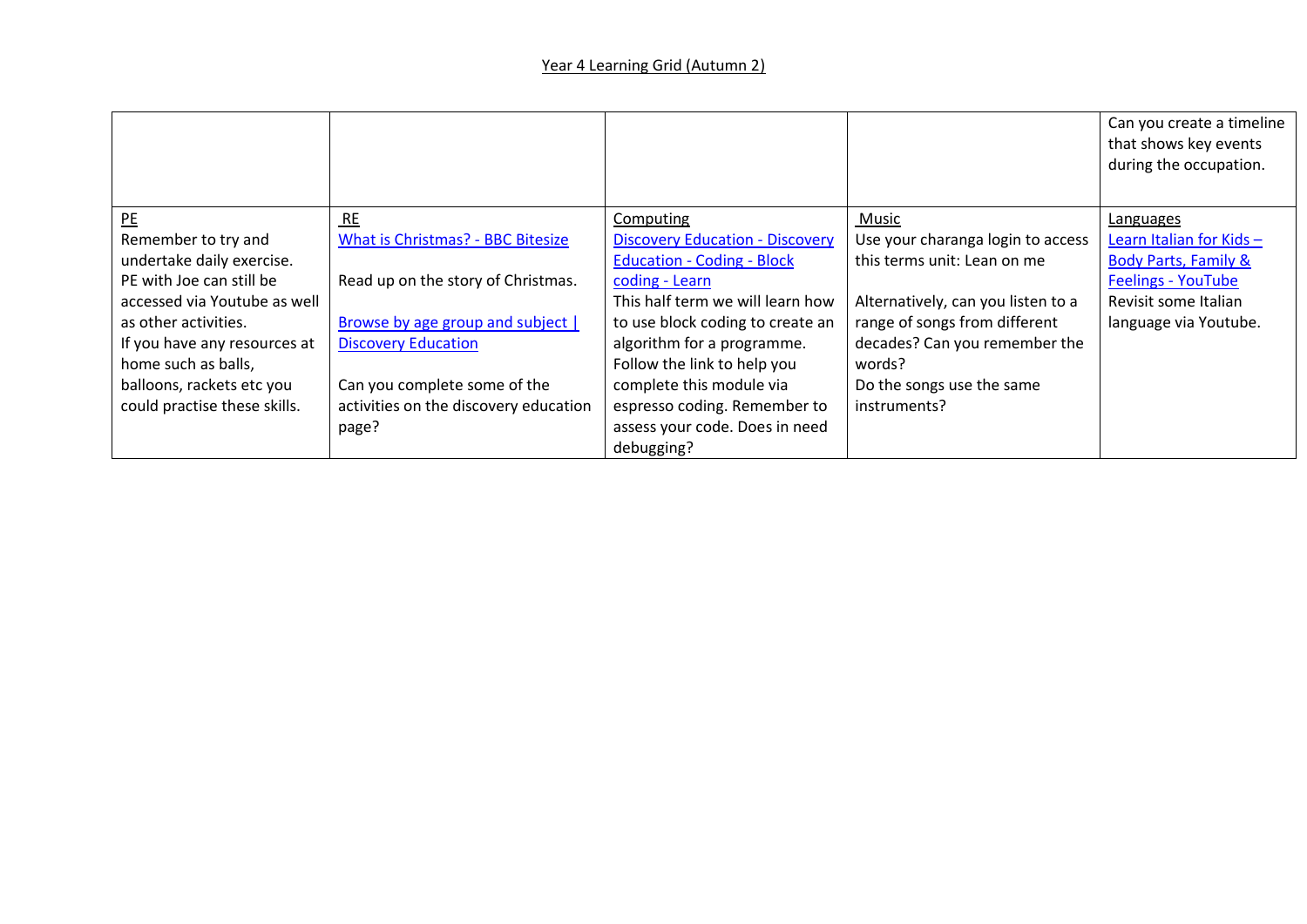Year 4 Learning Grid (Autumn 2)

| | | | | |
|---|---|---|---|---|
| | | | | Can you create a timeline that shows key events during the occupation. |
| PE<br>Remember to try and undertake daily exercise.<br>PE with Joe can still be accessed via Youtube as well as other activities.<br>If you have any resources at home such as balls, balloons, rackets etc you could practise these skills. | RE<br>What is Christmas? - BBC Bitesize<br><br>Read up on the story of Christmas.<br><br>Browse by age group and subject \| Discovery Education<br><br>Can you complete some of the activities on the discovery education page? | Computing<br>Discovery Education - Discovery Education - Coding - Block coding - Learn<br>This half term we will learn how to use block coding to create an algorithm for a programme. Follow the link to help you complete this module via espresso coding. Remember to assess your code. Does in need debugging? | Music<br>Use your charanga login to access this terms unit: Lean on me<br><br>Alternatively, can you listen to a range of songs from different decades? Can you remember the words?<br>Do the songs use the same instruments? | Languages<br>Learn Italian for Kids – Body Parts, Family & Feelings - YouTube<br>Revisit some Italian language via Youtube. |